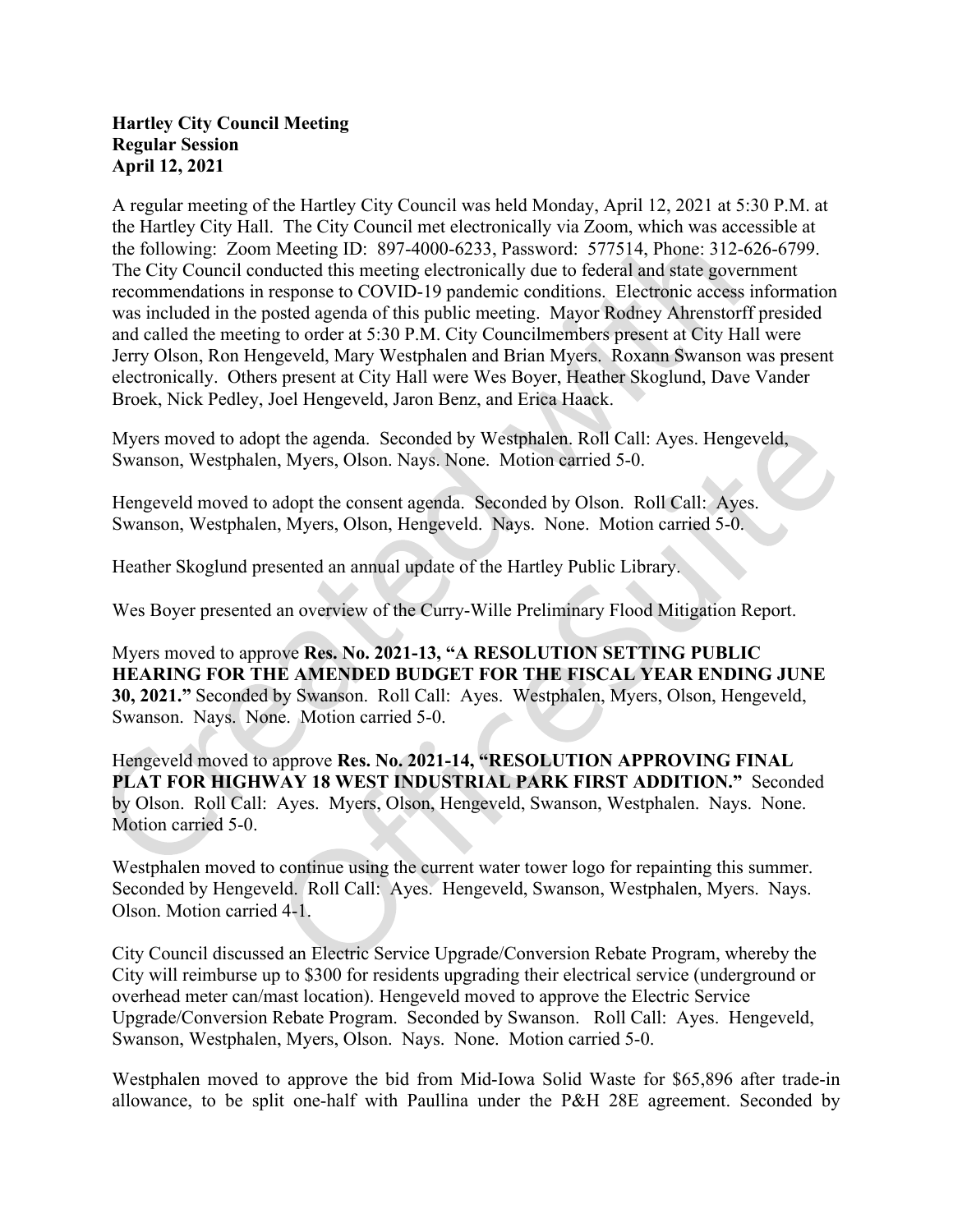**Hartley City Council Meeting**
**Regular Session**
**April 12, 2021**

A regular meeting of the Hartley City Council was held Monday, April 12, 2021 at 5:30 P.M. at the Hartley City Hall. The City Council met electronically via Zoom, which was accessible at the following: Zoom Meeting ID: 897-4000-6233, Password: 577514, Phone: 312-626-6799. The City Council conducted this meeting electronically due to federal and state government recommendations in response to COVID-19 pandemic conditions. Electronic access information was included in the posted agenda of this public meeting. Mayor Rodney Ahrenstorff presided and called the meeting to order at 5:30 P.M. City Councilmembers present at City Hall were Jerry Olson, Ron Hengeveld, Mary Westphalen and Brian Myers. Roxann Swanson was present electronically. Others present at City Hall were Wes Boyer, Heather Skoglund, Dave Vander Broek, Nick Pedley, Joel Hengeveld, Jaron Benz, and Erica Haack.

Myers moved to adopt the agenda. Seconded by Westphalen. Roll Call: Ayes. Hengeveld, Swanson, Westphalen, Myers, Olson. Nays. None. Motion carried 5-0.

Hengeveld moved to adopt the consent agenda. Seconded by Olson. Roll Call: Ayes. Swanson, Westphalen, Myers, Olson, Hengeveld. Nays. None. Motion carried 5-0.

Heather Skoglund presented an annual update of the Hartley Public Library.

Wes Boyer presented an overview of the Curry-Wille Preliminary Flood Mitigation Report.

Myers moved to approve **Res. No. 2021-13, "A RESOLUTION SETTING PUBLIC HEARING FOR THE AMENDED BUDGET FOR THE FISCAL YEAR ENDING JUNE 30, 2021."** Seconded by Swanson. Roll Call: Ayes. Westphalen, Myers, Olson, Hengeveld, Swanson. Nays. None. Motion carried 5-0.

Hengeveld moved to approve **Res. No. 2021-14, "RESOLUTION APPROVING FINAL PLAT FOR HIGHWAY 18 WEST INDUSTRIAL PARK FIRST ADDITION."** Seconded by Olson. Roll Call: Ayes. Myers, Olson, Hengeveld, Swanson, Westphalen. Nays. None. Motion carried 5-0.

Westphalen moved to continue using the current water tower logo for repainting this summer. Seconded by Hengeveld. Roll Call: Ayes. Hengeveld, Swanson, Westphalen, Myers. Nays. Olson. Motion carried 4-1.

City Council discussed an Electric Service Upgrade/Conversion Rebate Program, whereby the City will reimburse up to $300 for residents upgrading their electrical service (underground or overhead meter can/mast location). Hengeveld moved to approve the Electric Service Upgrade/Conversion Rebate Program. Seconded by Swanson. Roll Call: Ayes. Hengeveld, Swanson, Westphalen, Myers, Olson. Nays. None. Motion carried 5-0.

Westphalen moved to approve the bid from Mid-Iowa Solid Waste for $65,896 after trade-in allowance, to be split one-half with Paullina under the P&H 28E agreement. Seconded by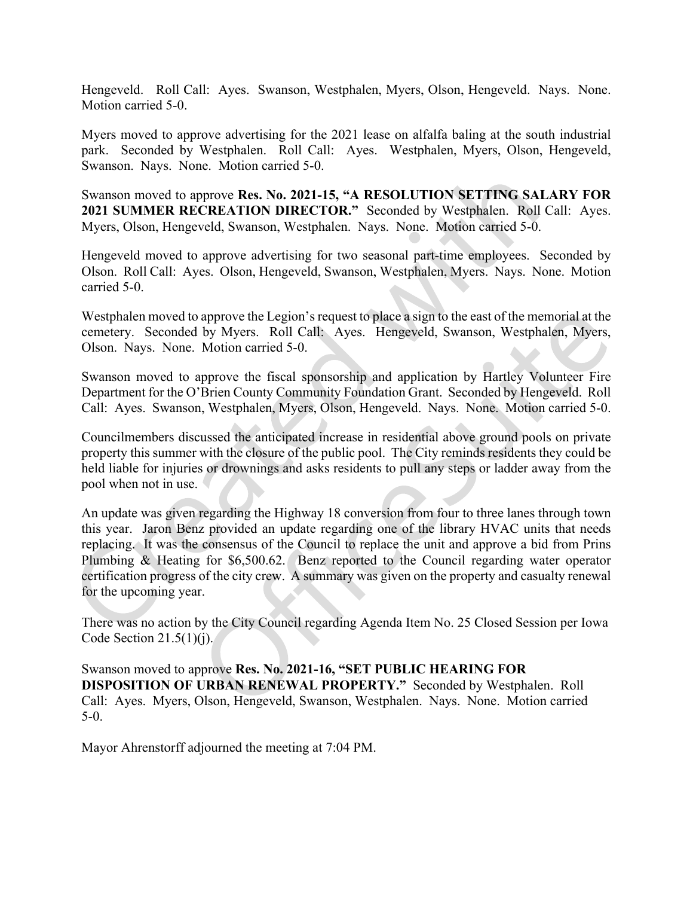Hengeveld. Roll Call: Ayes. Swanson, Westphalen, Myers, Olson, Hengeveld. Nays. None. Motion carried 5-0.

Myers moved to approve advertising for the 2021 lease on alfalfa baling at the south industrial park. Seconded by Westphalen. Roll Call: Ayes. Westphalen, Myers, Olson, Hengeveld, Swanson. Nays. None. Motion carried 5-0.

Swanson moved to approve **Res. No. 2021-15, "A RESOLUTION SETTING SALARY FOR 2021 SUMMER RECREATION DIRECTOR."** Seconded by Westphalen. Roll Call: Ayes. Myers, Olson, Hengeveld, Swanson, Westphalen. Nays. None. Motion carried 5-0.

Hengeveld moved to approve advertising for two seasonal part-time employees. Seconded by Olson. Roll Call: Ayes. Olson, Hengeveld, Swanson, Westphalen, Myers. Nays. None. Motion carried 5-0.

Westphalen moved to approve the Legion's request to place a sign to the east of the memorial at the cemetery. Seconded by Myers. Roll Call: Ayes. Hengeveld, Swanson, Westphalen, Myers, Olson. Nays. None. Motion carried 5-0.

Swanson moved to approve the fiscal sponsorship and application by Hartley Volunteer Fire Department for the O'Brien County Community Foundation Grant. Seconded by Hengeveld. Roll Call: Ayes. Swanson, Westphalen, Myers, Olson, Hengeveld. Nays. None. Motion carried 5-0.

Councilmembers discussed the anticipated increase in residential above ground pools on private property this summer with the closure of the public pool. The City reminds residents they could be held liable for injuries or drownings and asks residents to pull any steps or ladder away from the pool when not in use.

An update was given regarding the Highway 18 conversion from four to three lanes through town this year. Jaron Benz provided an update regarding one of the library HVAC units that needs replacing. It was the consensus of the Council to replace the unit and approve a bid from Prins Plumbing & Heating for $6,500.62. Benz reported to the Council regarding water operator certification progress of the city crew. A summary was given on the property and casualty renewal for the upcoming year.

There was no action by the City Council regarding Agenda Item No. 25 Closed Session per Iowa Code Section 21.5(1)(j).

Swanson moved to approve **Res. No. 2021-16, "SET PUBLIC HEARING FOR DISPOSITION OF URBAN RENEWAL PROPERTY."** Seconded by Westphalen. Roll Call: Ayes. Myers, Olson, Hengeveld, Swanson, Westphalen. Nays. None. Motion carried 5-0.

Mayor Ahrenstorff adjourned the meeting at 7:04 PM.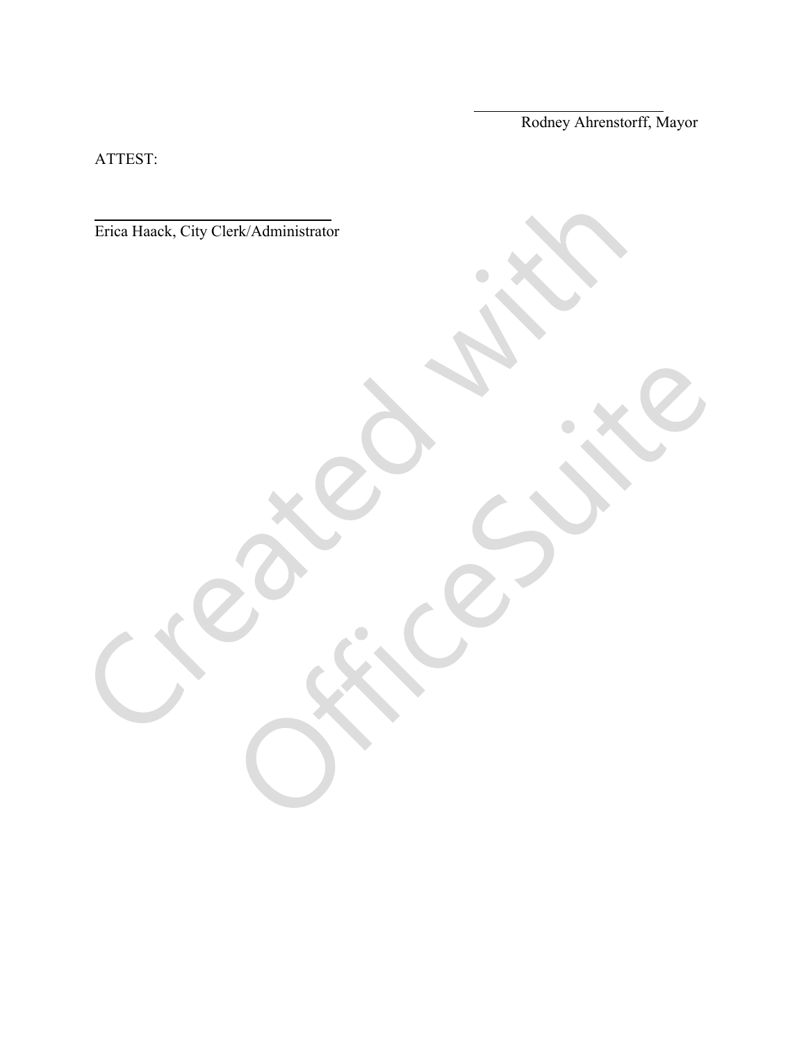\_\_\_\_\_\_\_\_\_\_\_\_\_\_\_\_\_\_\_\_\_\_\_\_\_\_\_\_\_\_

Rodney Ahrenstorff, Mayor

ATTEST:

\_\_\_\_\_\_\_\_\_\_\_\_\_\_\_\_\_\_\_\_\_\_\_\_\_\_\_\_\_\_

Erica Haack, City Clerk/Administrator